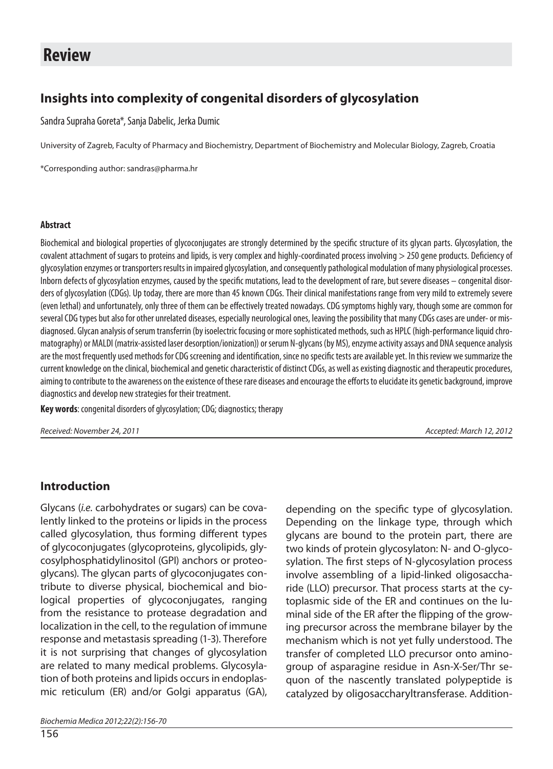# Review

## Insights into complexity of congenital disorders of glycosylation

Sandra Supraha Goreta*, Sanja Dabelic, Jerka Dumic

University of Zagreb, Faculty of Pharmacy and Biochemistry, Department of Biochemistry and Molecular Biology, Zagreb, Croatia

*Corresponding author: sandras@pharma.hr

#### Abstract

Biochemical and biological properties of glycoconjugates are strongly determined by the specific structure of its glycan parts. Glycosylation, the covalent attachment of sugars to proteins and lipids, is very complex and highly-coordinated process involving > 250 gene products. Deficiency of glycosylation enzymes or transporters results in impaired glycosylation, and consequently pathological modulation of many physiological processes. Inborn defects of glycosylation enzymes, caused by the specific mutations, lead to the development of rare, but severe diseases – congenital disorders of glycosylation (CDGs). Up today, there are more than 45 known CDGs. Their clinical manifestations range from very mild to extremely severe (even lethal) and unfortunately, only three of them can be effectively treated nowadays. CDG symptoms highly vary, though some are common for several CDG types but also for other unrelated diseases, especially neurological ones, leaving the possibility that many CDGs cases are under- or misdiagnosed. Glycan analysis of serum transferrin (by isoelectric focusing or more sophisticated methods, such as HPLC (high-performance liquid chromatography) or MALDI (matrix-assisted laser desorption/ionization)) or serum N-glycans (by MS), enzyme activity assays and DNA sequence analysis are the most frequently used methods for CDG screening and identification, since no specific tests are available yet. In this review we summarize the current knowledge on the clinical, biochemical and genetic characteristic of distinct CDGs, as well as existing diagnostic and therapeutic procedures, aiming to contribute to the awareness on the existence of these rare diseases and encourage the efforts to elucidate its genetic background, improve diagnostics and develop new strategies for their treatment.

**Key words**: congenital disorders of glycosylation; CDG; diagnostics; therapy

*Received: November 24, 2011* *Accepted: March 12, 2012*

## Introduction

Glycans (*i.e.* carbohydrates or sugars) can be covalently linked to the proteins or lipids in the process called glycosylation, thus forming different types of glycoconjugates (glycoproteins, glycolipids, glycosylphosphatidylinositol (GPI) anchors or proteoglycans). The glycan parts of glycoconjugates contribute to diverse physical, biochemical and biological properties of glycoconjugates, ranging from the resistance to protease degradation and localization in the cell, to the regulation of immune response and metastasis spreading (1-3). Therefore it is not surprising that changes of glycosylation are related to many medical problems. Glycosylation of both proteins and lipids occurs in endoplasmic reticulum (ER) and/or Golgi apparatus (GA), depending on the specific type of glycosylation. Depending on the linkage type, through which glycans are bound to the protein part, there are two kinds of protein glycosylaton: N- and O-glycosylation. The first steps of N-glycosylation process involve assembling of a lipid-linked oligosaccharide (LLO) precursor. That process starts at the cytoplasmic side of the ER and continues on the luminal side of the ER after the flipping of the growing precursor across the membrane bilayer by the mechanism which is not yet fully understood. The transfer of completed LLO precursor onto amino-group of asparagine residue in Asn-X-Ser/Thr sequon of the nascently translated polypeptide is catalyzed by oligosaccharyltransferase. Addition-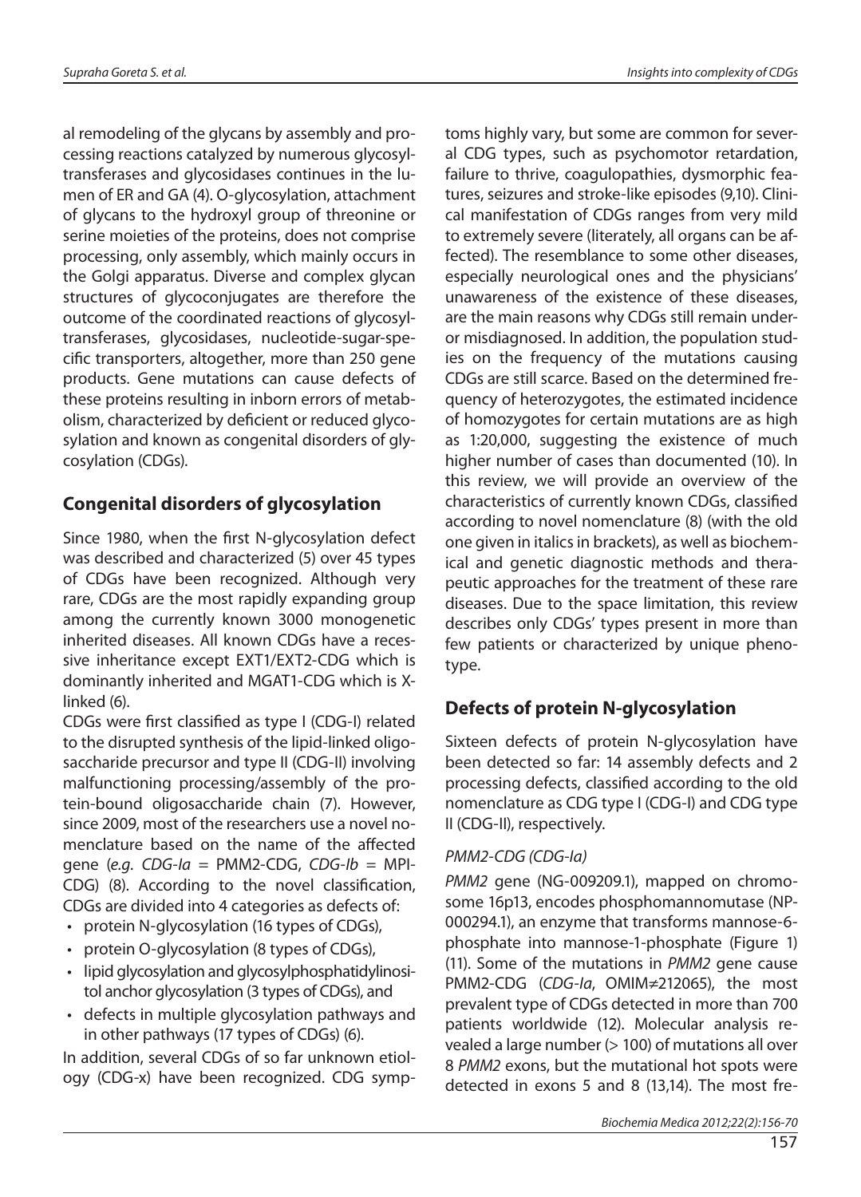al remodeling of the glycans by assembly and processing reactions catalyzed by numerous glycosyltransferases and glycosidases continues in the lumen of ER and GA (4). O-glycosylation, attachment of glycans to the hydroxyl group of threonine or serine moieties of the proteins, does not comprise processing, only assembly, which mainly occurs in the Golgi apparatus. Diverse and complex glycan structures of glycoconjugates are therefore the outcome of the coordinated reactions of glycosyltransferases, glycosidases, nucleotide-sugar-specific transporters, altogether, more than 250 gene products. Gene mutations can cause defects of these proteins resulting in inborn errors of metabolism, characterized by deficient or reduced glycosylation and known as congenital disorders of glycosylation (CDGs).

## Congenital disorders of glycosylation

Since 1980, when the first N-glycosylation defect was described and characterized (5) over 45 types of CDGs have been recognized. Although very rare, CDGs are the most rapidly expanding group among the currently known 3000 monogenetic inherited diseases. All known CDGs have a recessive inheritance except EXT1/EXT2-CDG which is dominantly inherited and MGAT1-CDG which is X-linked (6).

CDGs were first classified as type I (CDG-I) related to the disrupted synthesis of the lipid-linked oligosaccharide precursor and type II (CDG-II) involving malfunctioning processing/assembly of the protein-bound oligosaccharide chain (7). However, since 2009, most of the researchers use a novel nomenclature based on the name of the affected gene (*e.g. CDG-Ia* = PMM2-CDG, *CDG-Ib* = MPI-CDG) (8). According to the novel classification, CDGs are divided into 4 categories as defects of:

- protein N-glycosylation (16 types of CDGs),
- protein O-glycosylation (8 types of CDGs),
- lipid glycosylation and glycosylphosphatidylinositol anchor glycosylation (3 types of CDGs), and
- defects in multiple glycosylation pathways and in other pathways (17 types of CDGs) (6).

In addition, several CDGs of so far unknown etiology (CDG-x) have been recognized. CDG symptoms highly vary, but some are common for several CDG types, such as psychomotor retardation, failure to thrive, coagulopathies, dysmorphic features, seizures and stroke-like episodes (9,10). Clinical manifestation of CDGs ranges from very mild to extremely severe (literately, all organs can be affected). The resemblance to some other diseases, especially neurological ones and the physicians' unawareness of the existence of these diseases, are the main reasons why CDGs still remain under- or misdiagnosed. In addition, the population studies on the frequency of the mutations causing CDGs are still scarce. Based on the determined frequency of heterozygotes, the estimated incidence of homozygotes for certain mutations are as high as 1:20,000, suggesting the existence of much higher number of cases than documented (10). In this review, we will provide an overview of the characteristics of currently known CDGs, classified according to novel nomenclature (8) (with the old one given in italics in brackets), as well as biochemical and genetic diagnostic methods and therapeutic approaches for the treatment of these rare diseases. Due to the space limitation, this review describes only CDGs' types present in more than few patients or characterized by unique phenotype.

## Defects of protein N-glycosylation

Sixteen defects of protein N-glycosylation have been detected so far: 14 assembly defects and 2 processing defects, classified according to the old nomenclature as CDG type I (CDG-I) and CDG type II (CDG-II), respectively.

### *PMM2-CDG (CDG-Ia)*

*PMM2* gene (NG-009209.1), mapped on chromosome 16p13, encodes phosphomannomutase (NP-000294.1), an enzyme that transforms mannose-6-phosphate into mannose-1-phosphate (Figure 1) (11). Some of the mutations in *PMM2* gene cause PMM2-CDG (*CDG-Ia*, OMIM≠212065), the most prevalent type of CDGs detected in more than 700 patients worldwide (12). Molecular analysis revealed a large number (> 100) of mutations all over 8 *PMM2* exons, but the mutational hot spots were detected in exons 5 and 8 (13,14). The most fre-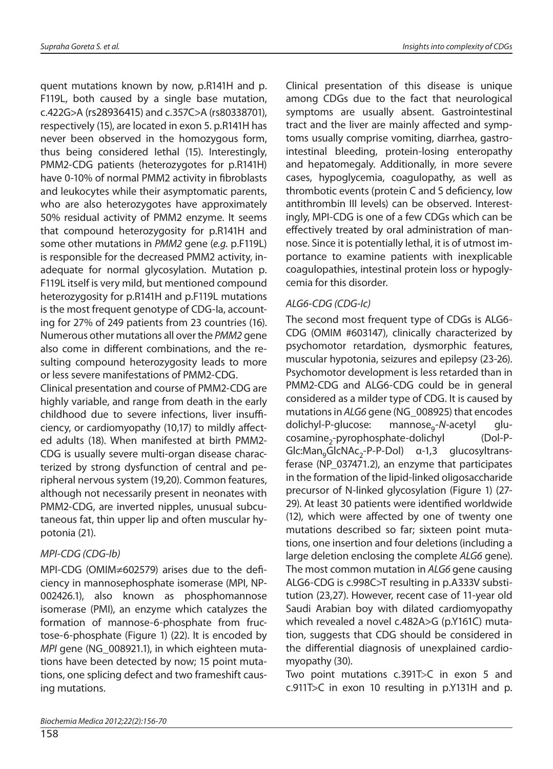quent mutations known by now, p.R141H and p.F119L, both caused by a single base mutation, c.422G>A (rs28936415) and c.357C>A (rs80338701), respectively (15), are located in exon 5. p.R141H has never been observed in the homozygous form, thus being considered lethal (15). Interestingly, PMM2-CDG patients (heterozygotes for p.R141H) have 0-10% of normal PMM2 activity in fibroblasts and leukocytes while their asymptomatic parents, who are also heterozygotes have approximately 50% residual activity of PMM2 enzyme. It seems that compound heterozygosity for p.R141H and some other mutations in *PMM2* gene (*e.g.* p.F119L) is responsible for the decreased PMM2 activity, inadequate for normal glycosylation. Mutation p.F119L itself is very mild, but mentioned compound heterozygosity for p.R141H and p.F119L mutations is the most frequent genotype of CDG-Ia, accounting for 27% of 249 patients from 23 countries (16). Numerous other mutations all over the *PMM2* gene also come in different combinations, and the resulting compound heterozygosity leads to more or less severe manifestations of PMM2-CDG.

Clinical presentation and course of PMM2-CDG are highly variable, and range from death in the early childhood due to severe infections, liver insufficiency, or cardiomyopathy (10,17) to mildly affected adults (18). When manifested at birth PMM2-CDG is usually severe multi-organ disease characterized by strong dysfunction of central and peripheral nervous system (19,20). Common features, although not necessarily present in neonates with PMM2-CDG, are inverted nipples, unusual subcutaneous fat, thin upper lip and often muscular hypotonia (21).

### *MPI-CDG (CDG-Ib)*

MPI-CDG (OMIM≠602579) arises due to the deficiency in mannosephosphate isomerase (MPI, NP-002426.1), also known as phosphomannose isomerase (PMI), an enzyme which catalyzes the formation of mannose-6-phosphate from fructose-6-phosphate (Figure 1) (22). It is encoded by *MPI* gene (NG_008921.1), in which eighteen mutations have been detected by now; 15 point mutations, one splicing defect and two frameshift causing mutations.

Clinical presentation of this disease is unique among CDGs due to the fact that neurological symptoms are usually absent. Gastrointestinal tract and the liver are mainly affected and symptoms usually comprise vomiting, diarrhea, gastrointestinal bleeding, protein-losing enteropathy and hepatomegaly. Additionally, in more severe cases, hypoglycemia, coagulopathy, as well as thrombotic events (protein C and S deficiency, low antithrombin III levels) can be observed. Interestingly, MPI-CDG is one of a few CDGs which can be effectively treated by oral administration of mannose. Since it is potentially lethal, it is of utmost importance to examine patients with inexplicable coagulopathies, intestinal protein loss or hypoglycemia for this disorder.

### *ALG6-CDG (CDG-Ic)*

The second most frequent type of CDGs is ALG6-CDG (OMIM #603147), clinically characterized by psychomotor retardation, dysmorphic features, muscular hypotonia, seizures and epilepsy (23-26). Psychomotor development is less retarded than in PMM2-CDG and ALG6-CDG could be in general considered as a milder type of CDG. It is caused by mutations in *ALG6* gene (NG_008925) that encodes dolichyl-P-glucose: mannose$_9$-*N*-acetyl glucosamine$_2$-pyrophosphate-dolichyl (Dol-P-Glc:Man$_9$GlcNAc$_2$-P-P-Dol) α-1,3 glucosyltransferase (NP_037471.2), an enzyme that participates in the formation of the lipid-linked oligosaccharide precursor of N-linked glycosylation (Figure 1) (27-29). At least 30 patients were identified worldwide (12), which were affected by one of twenty one mutations described so far; sixteen point mutations, one insertion and four deletions (including a large deletion enclosing the complete *ALG6* gene). The most common mutation in *ALG6* gene causing ALG6-CDG is c.998C>T resulting in p.A333V substitution (23,27). However, recent case of 11-year old Saudi Arabian boy with dilated cardiomyopathy which revealed a novel c.482A>G (p.Y161C) mutation, suggests that CDG should be considered in the differential diagnosis of unexplained cardiomyopathy (30).

Two point mutations c.391T>C in exon 5 and c.911T>C in exon 10 resulting in p.Y131H and p.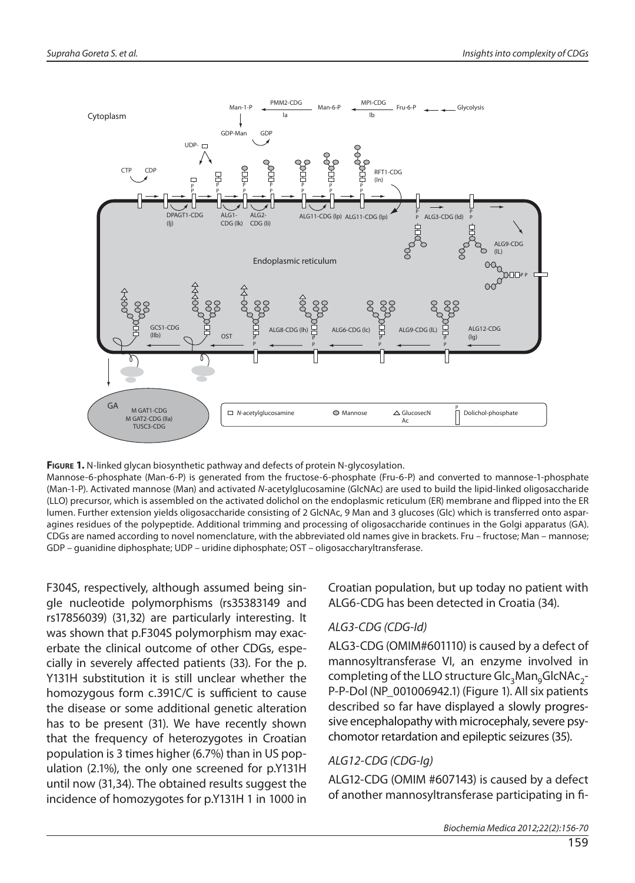**Figure 1.** N-linked glycan biosynthetic pathway and defects of protein N-glycosylation.
Mannose-6-phosphate (Man-6-P) is generated from the fructose-6-phosphate (Fru-6-P) and converted to mannose-1-phosphate (Man-1-P). Activated mannose (Man) and activated *N*-acetylglucosamine (GlcNAc) are used to build the lipid-linked oligosaccharide (LLO) precursor, which is assembled on the activated dolichol on the endoplasmic reticulum (ER) membrane and flipped into the ER lumen. Further extension yields oligosaccharide consisting of 2 GlcNAc, 9 Man and 3 glucoses (Glc) which is transferred onto asparagines residues of the polypeptide. Additional trimming and processing of oligosaccharide continues in the Golgi apparatus (GA). CDGs are named according to novel nomenclature, with the abbreviated old names give in brackets. Fru – fructose; Man – mannose; GDP – guanidine diphosphate; UDP – uridine diphosphate; OST – oligosaccharyltransferase.

F304S, respectively, although assumed being single nucleotide polymorphisms (rs35383149 and rs17856039) (31,32) are particularly interesting. It was shown that p.F304S polymorphism may exacerbate the clinical outcome of other CDGs, especially in severely affected patients (33). For the p. Y131H substitution it is still unclear whether the homozygous form c.391C/C is sufficient to cause the disease or some additional genetic alteration has to be present (31). We have recently shown that the frequency of heterozygotes in Croatian population is 3 times higher (6.7%) than in US population (2.1%), the only one screened for p.Y131H until now (31,34). The obtained results suggest the incidence of homozygotes for p.Y131H 1 in 1000 in Croatian population, but up today no patient with ALG6-CDG has been detected in Croatia (34).

### *ALG3-CDG (CDG-Id)*

ALG3-CDG (OMIM#601110) is caused by a defect of mannosyltransferase VI, an enzyme involved in completing of the LLO structure $Glc_3Man_9GlcNAc_2$-P-P-Dol (NP_001006942.1) (Figure 1). All six patients described so far have displayed a slowly progressive encephalopathy with microcephaly, severe psychomotor retardation and epileptic seizures (35).

### *ALG12-CDG (CDG-Ig)*

ALG12-CDG (OMIM #607143) is caused by a defect of another mannosyltransferase participating in fi-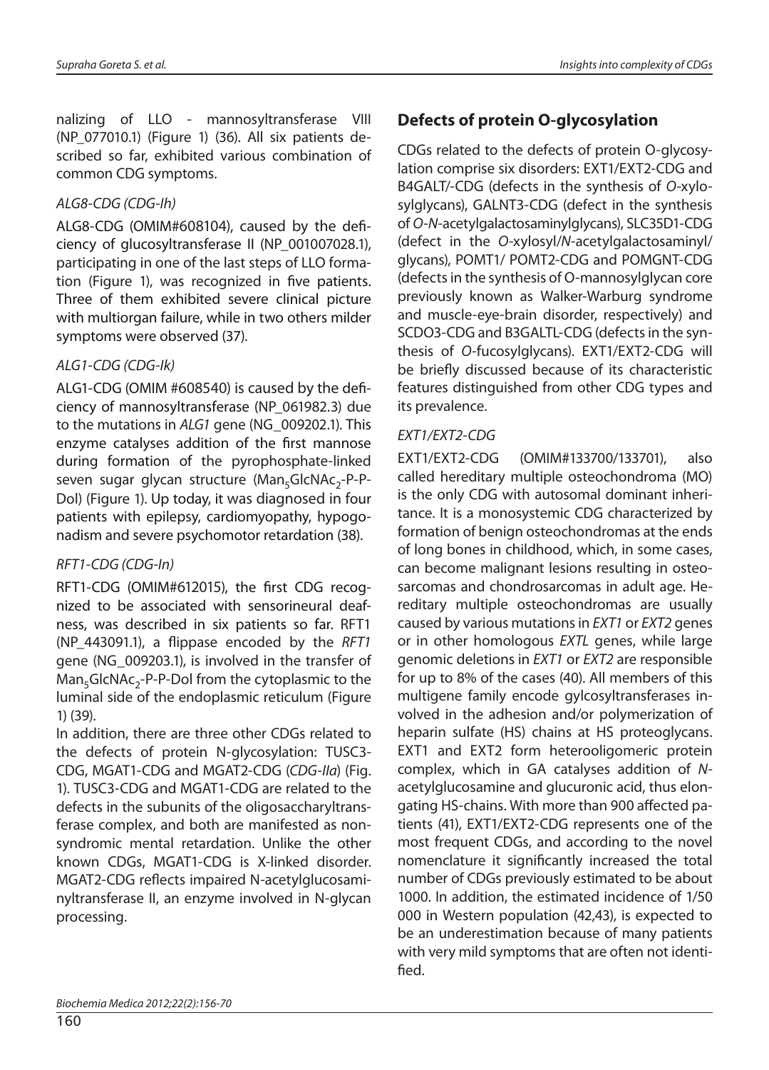nalizing of LLO - mannosyltransferase VIII (NP_077010.1) (Figure 1) (36). All six patients described so far, exhibited various combination of common CDG symptoms.

### *ALG8-CDG (CDG-Ih)*

ALG8-CDG (OMIM#608104), caused by the deficiency of glucosyltransferase II (NP_001007028.1), participating in one of the last steps of LLO formation (Figure 1), was recognized in five patients. Three of them exhibited severe clinical picture with multiorgan failure, while in two others milder symptoms were observed (37).

### *ALG1-CDG (CDG-Ik)*

ALG1-CDG (OMIM #608540) is caused by the deficiency of mannosyltransferase (NP_061982.3) due to the mutations in *ALG1* gene (NG_009202.1). This enzyme catalyses addition of the first mannose during formation of the pyrophosphate-linked seven sugar glycan structure ($Man_5GlcNAc_2$-P-P-Dol) (Figure 1). Up today, it was diagnosed in four patients with epilepsy, cardiomyopathy, hypogonadism and severe psychomotor retardation (38).

### *RFT1-CDG (CDG-In)*

RFT1-CDG (OMIM#612015), the first CDG recognized to be associated with sensorineural deafness, was described in six patients so far. RFT1 (NP_443091.1), a flippase encoded by the *RFT1* gene (NG_009203.1), is involved in the transfer of $Man_5GlcNAc_2$-P-P-Dol from the cytoplasmic to the luminal side of the endoplasmic reticulum (Figure 1) (39).

In addition, there are three other CDGs related to the defects of protein N-glycosylation: TUSC3-CDG, MGAT1-CDG and MGAT2-CDG (*CDG-IIa*) (Fig. 1). TUSC3-CDG and MGAT1-CDG are related to the defects in the subunits of the oligosaccharyltransferase complex, and both are manifested as nonsyndromic mental retardation. Unlike the other known CDGs, MGAT1-CDG is X-linked disorder. MGAT2-CDG reflects impaired N-acetylglucosaminyltransferase II, an enzyme involved in N-glycan processing.

## Defects of protein O-glycosylation

CDGs related to the defects of protein O-glycosylation comprise six disorders: EXT1/EXT2-CDG and B4GALT/-CDG (defects in the synthesis of *O*-xylosylglycans), GALNT3-CDG (defect in the synthesis of *O*-*N*-acetylgalactosaminylglycans), SLC35D1-CDG (defect in the *O*-xylosyl/*N*-acetylgalactosaminyl/glycans), POMT1/ POMT2-CDG and POMGNT-CDG (defects in the synthesis of O-mannosylglycan core previously known as Walker-Warburg syndrome and muscle-eye-brain disorder, respectively) and SCDO3-CDG and B3GALTL-CDG (defects in the synthesis of *O*-fucosylglycans). EXT1/EXT2-CDG will be briefly discussed because of its characteristic features distinguished from other CDG types and its prevalence.

### *EXT1/EXT2-CDG*

EXT1/EXT2-CDG (OMIM#133700/133701), also called hereditary multiple osteochondroma (MO) is the only CDG with autosomal dominant inheritance. It is a monosystemic CDG characterized by formation of benign osteochondromas at the ends of long bones in childhood, which, in some cases, can become malignant lesions resulting in osteosarcomas and chondrosarcomas in adult age. Hereditary multiple osteochondromas are usually caused by various mutations in *EXT1* or *EXT2* genes or in other homologous *EXTL* genes, while large genomic deletions in *EXT1* or *EXT2* are responsible for up to 8% of the cases (40). All members of this multigene family encode gylcosyltransferases involved in the adhesion and/or polymerization of heparin sulfate (HS) chains at HS proteoglycans. EXT1 and EXT2 form heterooligomeric protein complex, which in GA catalyses addition of *N*-acetylglucosamine and glucuronic acid, thus elongating HS-chains. With more than 900 affected patients (41), EXT1/EXT2-CDG represents one of the most frequent CDGs, and according to the novel nomenclature it significantly increased the total number of CDGs previously estimated to be about 1000. In addition, the estimated incidence of 1/50 000 in Western population (42,43), is expected to be an underestimation because of many patients with very mild symptoms that are often not identified.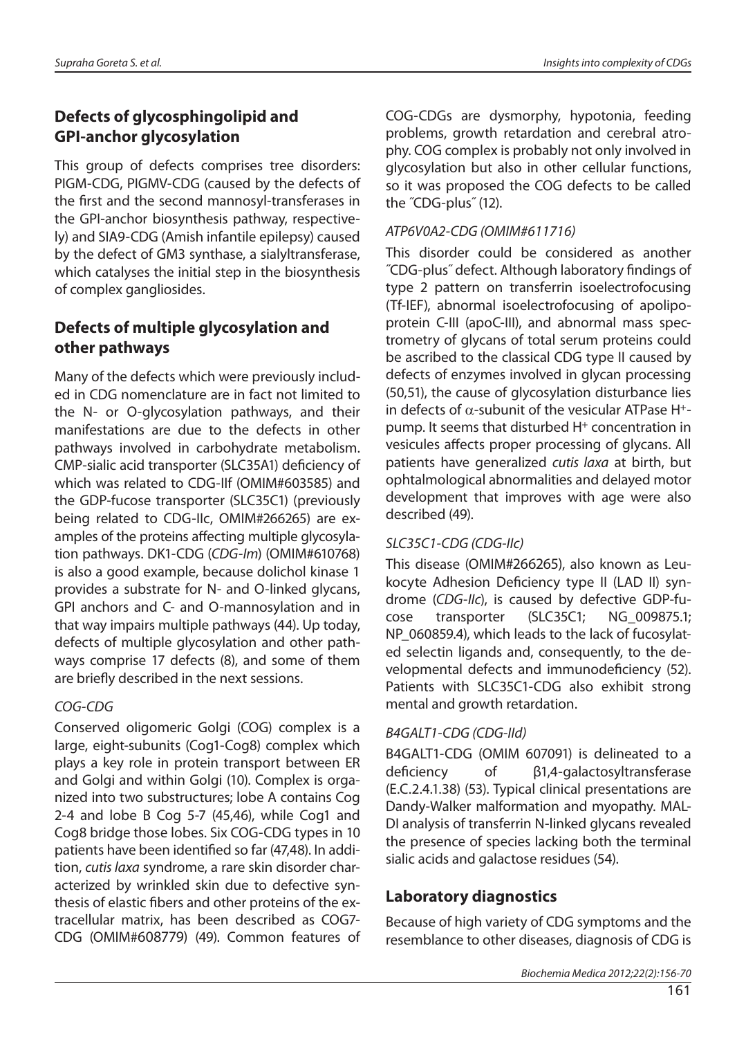## Defects of glycosphingolipid and GPI-anchor glycosylation

This group of defects comprises tree disorders: PIGM-CDG, PIGMV-CDG (caused by the defects of the first and the second mannosyl-transferases in the GPI-anchor biosynthesis pathway, respectively) and SIA9-CDG (Amish infantile epilepsy) caused by the defect of GM3 synthase, a sialyltransferase, which catalyses the initial step in the biosynthesis of complex gangliosides.

## Defects of multiple glycosylation and other pathways

Many of the defects which were previously included in CDG nomenclature are in fact not limited to the N- or O-glycosylation pathways, and their manifestations are due to the defects in other pathways involved in carbohydrate metabolism. CMP-sialic acid transporter (SLC35A1) deficiency of which was related to CDG-IIf (OMIM#603585) and the GDP-fucose transporter (SLC35C1) (previously being related to CDG-IIc, OMIM#266265) are examples of the proteins affecting multiple glycosylation pathways. DK1-CDG (*CDG-Im*) (OMIM#610768) is also a good example, because dolichol kinase 1 provides a substrate for N- and O-linked glycans, GPI anchors and C- and O-mannosylation and in that way impairs multiple pathways (44). Up today, defects of multiple glycosylation and other pathways comprise 17 defects (8), and some of them are briefly described in the next sessions.

### *COG-CDG*

Conserved oligomeric Golgi (COG) complex is a large, eight-subunits (Cog1-Cog8) complex which plays a key role in protein transport between ER and Golgi and within Golgi (10). Complex is organized into two substructures; lobe A contains Cog 2-4 and lobe B Cog 5-7 (45,46), while Cog1 and Cog8 bridge those lobes. Six COG-CDG types in 10 patients have been identified so far (47,48). In addition, *cutis laxa* syndrome, a rare skin disorder characterized by wrinkled skin due to defective synthesis of elastic fibers and other proteins of the extracellular matrix, has been described as COG7-CDG (OMIM#608779) (49). Common features of COG-CDGs are dysmorphy, hypotonia, feeding problems, growth retardation and cerebral atrophy. COG complex is probably not only involved in glycosylation but also in other cellular functions, so it was proposed the COG defects to be called the ˝CDG-plus˝ (12).

### *ATP6V0A2-CDG (OMIM#611716)*

This disorder could be considered as another ˝CDG-plus˝ defect. Although laboratory findings of type 2 pattern on transferrin isoelectrofocusing (Tf-IEF), abnormal isoelectrofocusing of apolipoprotein C-III (apoC-III), and abnormal mass spectrometry of glycans of total serum proteins could be ascribed to the classical CDG type II caused by defects of enzymes involved in glycan processing (50,51), the cause of glycosylation disturbance lies in defects of $\alpha$-subunit of the vesicular ATPase $H^+$-pump. It seems that disturbed $H^+$ concentration in vesicules affects proper processing of glycans. All patients have generalized *cutis laxa* at birth, but ophtalmological abnormalities and delayed motor development that improves with age were also described (49).

### *SLC35C1-CDG (CDG-IIc)*

This disease (OMIM#266265), also known as Leukocyte Adhesion Deficiency type II (LAD II) syndrome (*CDG-IIc*), is caused by defective GDP-fucose transporter (SLC35C1; NG_009875.1; NP_060859.4), which leads to the lack of fucosylated selectin ligands and, consequently, to the developmental defects and immunodeficiency (52). Patients with SLC35C1-CDG also exhibit strong mental and growth retardation.

### *B4GALT1-CDG (CDG-IId)*

B4GALT1-CDG (OMIM 607091) is delineated to a deficiency of β1,4-galactosyltransferase (E.C.2.4.1.38) (53). Typical clinical presentations are Dandy-Walker malformation and myopathy. MALDI analysis of transferrin N-linked glycans revealed the presence of species lacking both the terminal sialic acids and galactose residues (54).

## Laboratory diagnostics

Because of high variety of CDG symptoms and the resemblance to other diseases, diagnosis of CDG is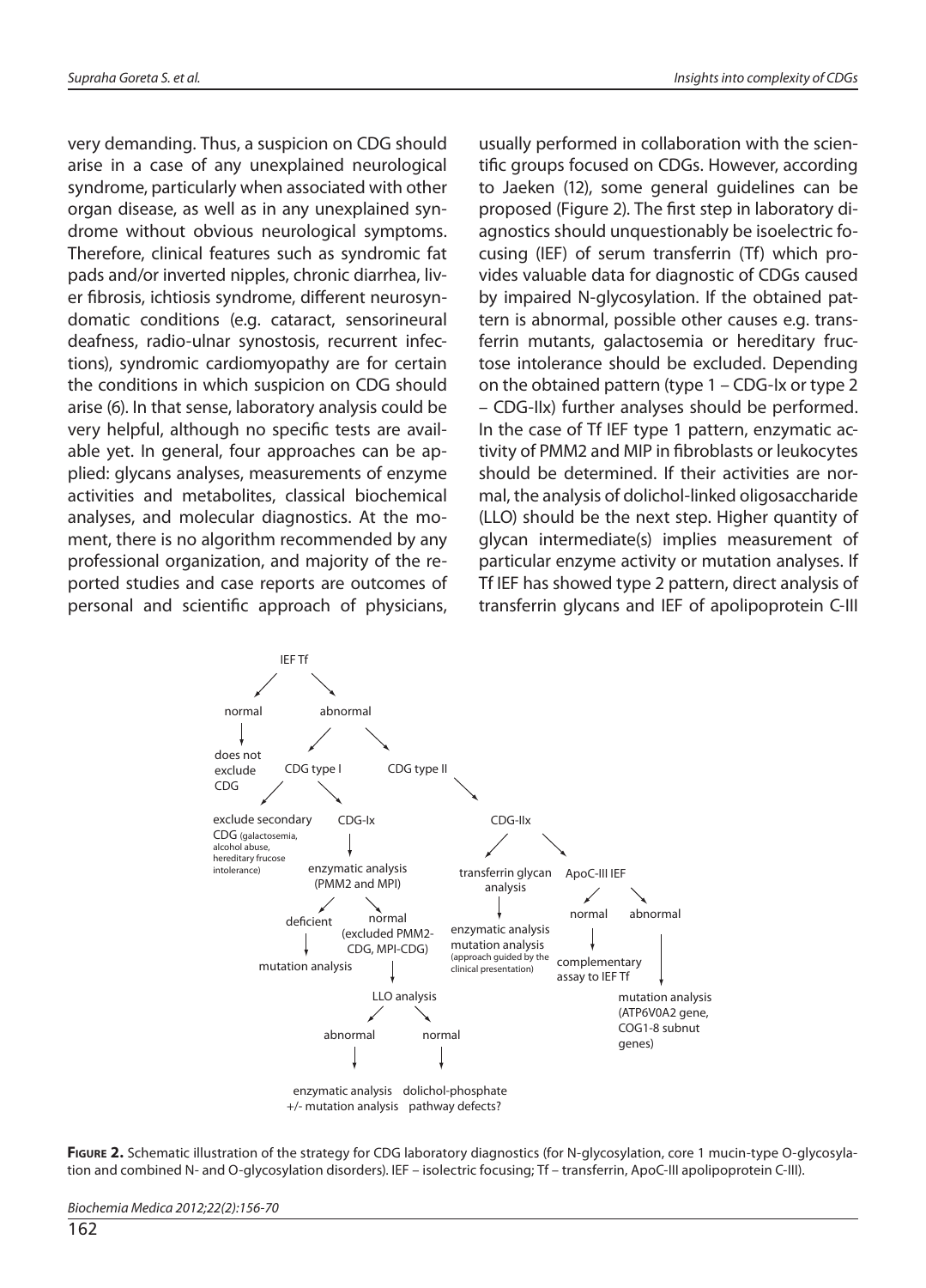very demanding. Thus, a suspicion on CDG should arise in a case of any unexplained neurological syndrome, particularly when associated with other organ disease, as well as in any unexplained syndrome without obvious neurological symptoms. Therefore, clinical features such as syndromic fat pads and/or inverted nipples, chronic diarrhea, liver fibrosis, ichtiosis syndrome, different neurosyndomatic conditions (e.g. cataract, sensorineural deafness, radio-ulnar synostosis, recurrent infections), syndromic cardiomyopathy are for certain the conditions in which suspicion on CDG should arise (6). In that sense, laboratory analysis could be very helpful, although no specific tests are available yet. In general, four approaches can be applied: glycans analyses, measurements of enzyme activities and metabolites, classical biochemical analyses, and molecular diagnostics. At the moment, there is no algorithm recommended by any professional organization, and majority of the reported studies and case reports are outcomes of personal and scientific approach of physicians, usually performed in collaboration with the scientific groups focused on CDGs. However, according to Jaeken (12), some general guidelines can be proposed (Figure 2). The first step in laboratory diagnostics should unquestionably be isoelectric focusing (IEF) of serum transferrin (Tf) which provides valuable data for diagnostic of CDGs caused by impaired N-glycosylation. If the obtained pattern is abnormal, possible other causes e.g. transferrin mutants, galactosemia or hereditary fructose intolerance should be excluded. Depending on the obtained pattern (type 1 – CDG-Ix or type 2 – CDG-IIx) further analyses should be performed. In the case of Tf IEF type 1 pattern, enzymatic activity of PMM2 and MIP in fibroblasts or leukocytes should be determined. If their activities are normal, the analysis of dolichol-linked oligosaccharide (LLO) should be the next step. Higher quantity of glycan intermediate(s) implies measurement of particular enzyme activity or mutation analyses. If Tf IEF has showed type 2 pattern, direct analysis of transferrin glycans and IEF of apolipoprotein C-III

- IEF Tf
  - normal → does not exclude CDG
  - abnormal
    - CDG type I
      - exclude secondary CDG (galactosemia, alcohol abuse, hereditary frucose intolerance)
      - CDG-Ix → enzymatic analysis (PMM2 and MPI)
        - deficient → mutation analysis
        - normal (excluded PMM2-CDG, MPI-CDG) → LLO analysis
          - abnormal → enzymatic analysis +/- mutation analysis
          - normal → dolichol-phosphate pathway defects?
    - CDG type II → CDG-IIx
      - transferrin glycan analysis → enzymatic analysis mutation analysis (approach guided by the clinical presentation)
      - ApoC-III IEF
        - normal → complementary assay to IEF Tf
        - abnormal → mutation analysis (ATP6V0A2 gene, COG1-8 subnut genes)

**Figure 2.** Schematic illustration of the strategy for CDG laboratory diagnostics (for N-glycosylation, core 1 mucin-type O-glycosylation and combined N- and O-glycosylation disorders). IEF – isolectric focusing; Tf – transferrin, ApoC-III apolipoprotein C-III).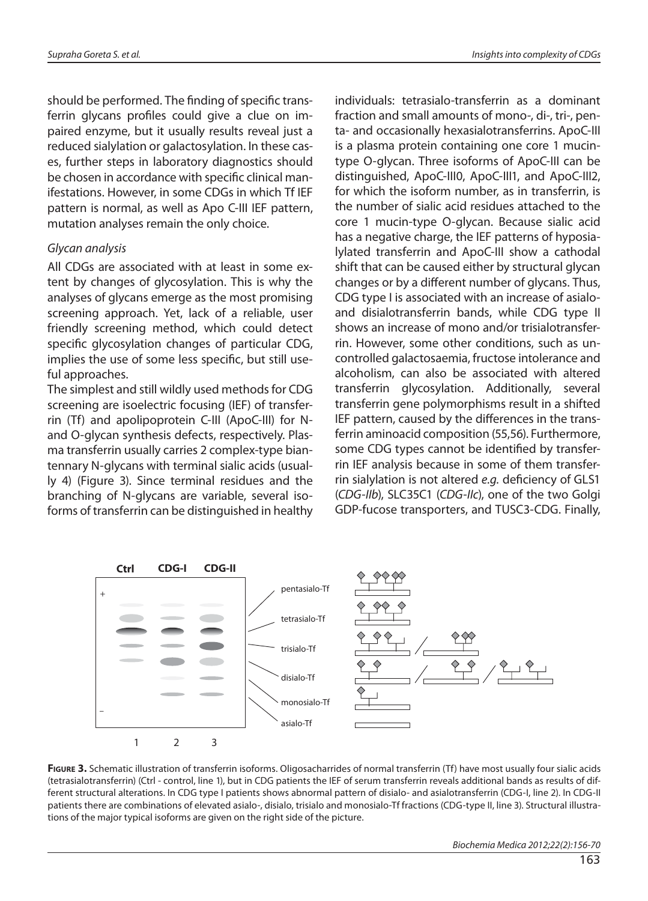should be performed. The finding of specific transferrin glycans profiles could give a clue on impaired enzyme, but it usually results reveal just a reduced sialylation or galactosylation. In these cases, further steps in laboratory diagnostics should be chosen in accordance with specific clinical manifestations. However, in some CDGs in which Tf IEF pattern is normal, as well as Apo C-III IEF pattern, mutation analyses remain the only choice.

### *Glycan analysis*

All CDGs are associated with at least in some extent by changes of glycosylation. This is why the analyses of glycans emerge as the most promising screening approach. Yet, lack of a reliable, user friendly screening method, which could detect specific glycosylation changes of particular CDG, implies the use of some less specific, but still useful approaches.

The simplest and still wildly used methods for CDG screening are isoelectric focusing (IEF) of transferrin (Tf) and apolipoprotein C-III (ApoC-III) for N- and O-glycan synthesis defects, respectively. Plasma transferrin usually carries 2 complex-type biantennary N-glycans with terminal sialic acids (usually 4) (Figure 3). Since terminal residues and the branching of N-glycans are variable, several isoforms of transferrin can be distinguished in healthy individuals: tetrasialo-transferrin as a dominant fraction and small amounts of mono-, di-, tri-, penta- and occasionally hexasialotransferrins. ApoC-III is a plasma protein containing one core 1 mucin-type O-glycan. Three isoforms of ApoC-III can be distinguished, ApoC-III0, ApoC-III1, and ApoC-III2, for which the isoform number, as in transferrin, is the number of sialic acid residues attached to the core 1 mucin-type O-glycan. Because sialic acid has a negative charge, the IEF patterns of hyposialylated transferrin and ApoC-III show a cathodal shift that can be caused either by structural glycan changes or by a different number of glycans. Thus, CDG type I is associated with an increase of asialo- and disialotransferrin bands, while CDG type II shows an increase of mono and/or trisialotransferrin. However, some other conditions, such as uncontrolled galactosaemia, fructose intolerance and alcoholism, can also be associated with altered transferrin glycosylation. Additionally, several transferrin gene polymorphisms result in a shifted IEF pattern, caused by the differences in the transferrin aminoacid composition (55,56). Furthermore, some CDG types cannot be identified by transferrin IEF analysis because in some of them transferrin sialylation is not altered *e.g.* deficiency of GLS1 (*CDG-IIb*), SLC35C1 (*CDG-IIc*), one of the two Golgi GDP-fucose transporters, and TUSC3-CDG. Finally,

**Figure 3.** Schematic illustration of transferrin isoforms. Oligosacharrides of normal transferrin (Tf) have most usually four sialic acids (tetrasialotransferrin) (Ctrl - control, line 1), but in CDG patients the IEF of serum transferrin reveals additional bands as results of different structural alterations. In CDG type I patients shows abnormal pattern of disialo- and asialotransferrin (CDG-I, line 2). In CDG-II patients there are combinations of elevated asialo-, disialo, trisialo and monosialo-Tf fractions (CDG-type II, line 3). Structural illustrations of the major typical isoforms are given on the right side of the picture.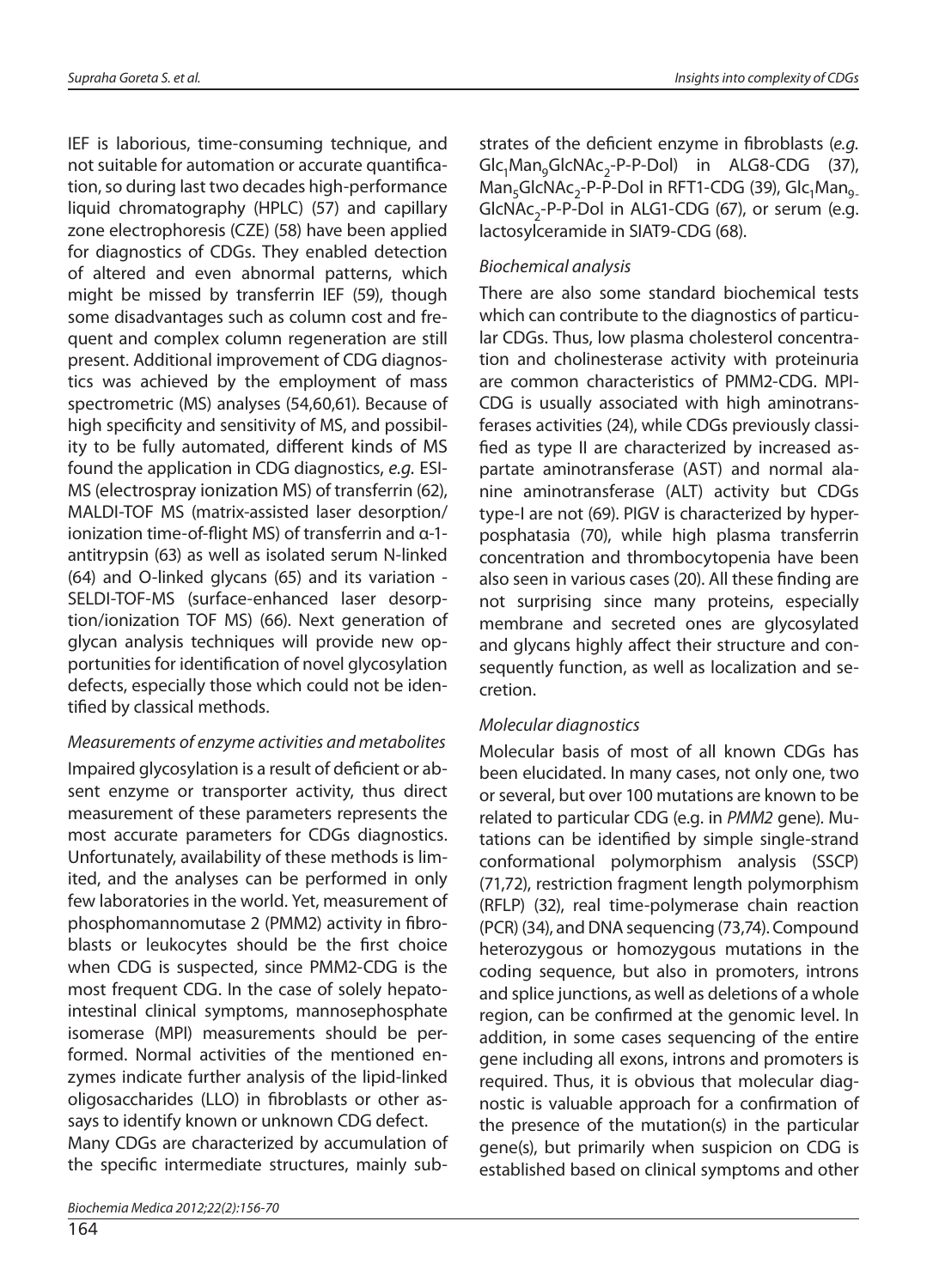IEF is laborious, time-consuming technique, and not suitable for automation or accurate quantification, so during last two decades high-performance liquid chromatography (HPLC) (57) and capillary zone electrophoresis (CZE) (58) have been applied for diagnostics of CDGs. They enabled detection of altered and even abnormal patterns, which might be missed by transferrin IEF (59), though some disadvantages such as column cost and frequent and complex column regeneration are still present. Additional improvement of CDG diagnostics was achieved by the employment of mass spectrometric (MS) analyses (54,60,61). Because of high specificity and sensitivity of MS, and possibility to be fully automated, different kinds of MS found the application in CDG diagnostics, *e.g.* ESI-MS (electrospray ionization MS) of transferrin (62), MALDI-TOF MS (matrix-assisted laser desorption/ionization time-of-flight MS) of transferrin and α-1-antitrypsin (63) as well as isolated serum N-linked (64) and O-linked glycans (65) and its variation - SELDI-TOF-MS (surface-enhanced laser desorption/ionization TOF MS) (66). Next generation of glycan analysis techniques will provide new opportunities for identification of novel glycosylation defects, especially those which could not be identified by classical methods.

### *Measurements of enzyme activities and metabolites*

Impaired glycosylation is a result of deficient or absent enzyme or transporter activity, thus direct measurement of these parameters represents the most accurate parameters for CDGs diagnostics. Unfortunately, availability of these methods is limited, and the analyses can be performed in only few laboratories in the world. Yet, measurement of phosphomannomutase 2 (PMM2) activity in fibroblasts or leukocytes should be the first choice when CDG is suspected, since PMM2-CDG is the most frequent CDG. In the case of solely hepato-intestinal clinical symptoms, mannosephosphate isomerase (MPI) measurements should be performed. Normal activities of the mentioned enzymes indicate further analysis of the lipid-linked oligosaccharides (LLO) in fibroblasts or other assays to identify known or unknown CDG defect.

Many CDGs are characterized by accumulation of the specific intermediate structures, mainly substrates of the deficient enzyme in fibroblasts (*e.g.* $Glc_1Man_9GlcNAc_2$-P-P-Dol) in ALG8-CDG (37), $Man_5GlcNAc_2$-P-P-Dol in RFT1-CDG (39), $Glc_1Man_{9}$-$GlcNAc_2$-P-P-Dol in ALG1-CDG (67), or serum (e.g. lactosylceramide in SIAT9-CDG (68).

### *Biochemical analysis*

There are also some standard biochemical tests which can contribute to the diagnostics of particular CDGs. Thus, low plasma cholesterol concentration and cholinesterase activity with proteinuria are common characteristics of PMM2-CDG. MPI-CDG is usually associated with high aminotransferases activities (24), while CDGs previously classified as type II are characterized by increased aspartate aminotransferase (AST) and normal alanine aminotransferase (ALT) activity but CDGs type-I are not (69). PIGV is characterized by hyperposphatasia (70), while high plasma transferrin concentration and thrombocytopenia have been also seen in various cases (20). All these finding are not surprising since many proteins, especially membrane and secreted ones are glycosylated and glycans highly affect their structure and consequently function, as well as localization and secretion.

### *Molecular diagnostics*

Molecular basis of most of all known CDGs has been elucidated. In many cases, not only one, two or several, but over 100 mutations are known to be related to particular CDG (e.g. in *PMM2* gene). Mutations can be identified by simple single-strand conformational polymorphism analysis (SSCP) (71,72), restriction fragment length polymorphism (RFLP) (32), real time-polymerase chain reaction (PCR) (34), and DNA sequencing (73,74). Compound heterozygous or homozygous mutations in the coding sequence, but also in promoters, introns and splice junctions, as well as deletions of a whole region, can be confirmed at the genomic level. In addition, in some cases sequencing of the entire gene including all exons, introns and promoters is required. Thus, it is obvious that molecular diagnostic is valuable approach for a confirmation of the presence of the mutation(s) in the particular gene(s), but primarily when suspicion on CDG is established based on clinical symptoms and other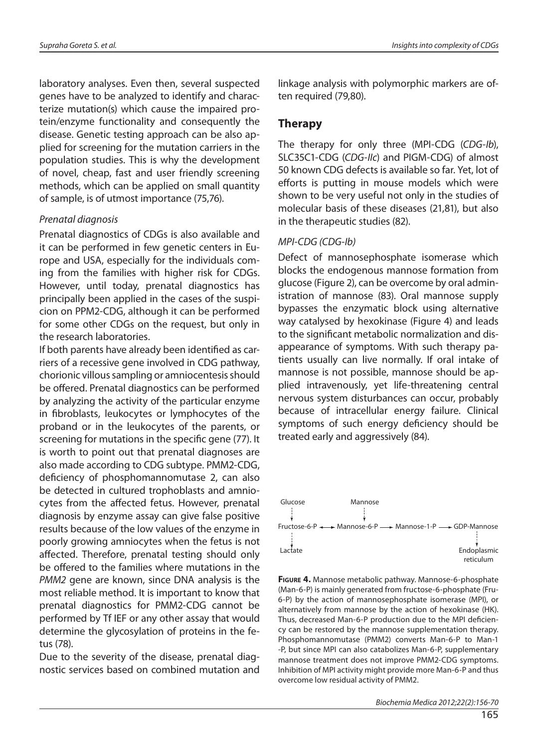laboratory analyses. Even then, several suspected genes have to be analyzed to identify and characterize mutation(s) which cause the impaired protein/enzyme functionality and consequently the disease. Genetic testing approach can be also applied for screening for the mutation carriers in the population studies. This is why the development of novel, cheap, fast and user friendly screening methods, which can be applied on small quantity of sample, is of utmost importance (75,76).

### *Prenatal diagnosis*

Prenatal diagnostics of CDGs is also available and it can be performed in few genetic centers in Europe and USA, especially for the individuals coming from the families with higher risk for CDGs. However, until today, prenatal diagnostics has principally been applied in the cases of the suspicion on PPM2-CDG, although it can be performed for some other CDGs on the request, but only in the research laboratories.

If both parents have already been identified as carriers of a recessive gene involved in CDG pathway, chorionic villous sampling or amniocentesis should be offered. Prenatal diagnostics can be performed by analyzing the activity of the particular enzyme in fibroblasts, leukocytes or lymphocytes of the proband or in the leukocytes of the parents, or screening for mutations in the specific gene (77). It is worth to point out that prenatal diagnoses are also made according to CDG subtype. PMM2-CDG, deficiency of phosphomannomutase 2, can also be detected in cultured trophoblasts and amniocytes from the affected fetus. However, prenatal diagnosis by enzyme assay can give false positive results because of the low values of the enzyme in poorly growing amniocytes when the fetus is not affected. Therefore, prenatal testing should only be offered to the families where mutations in the *PMM2* gene are known, since DNA analysis is the most reliable method. It is important to know that prenatal diagnostics for PMM2-CDG cannot be performed by Tf IEF or any other assay that would determine the glycosylation of proteins in the fetus (78).

Due to the severity of the disease, prenatal diagnostic services based on combined mutation and linkage analysis with polymorphic markers are often required (79,80).

## Therapy

The therapy for only three (MPI-CDG (*CDG-Ib*), SLC35C1-CDG (*CDG-IIc*) and PIGM-CDG) of almost 50 known CDG defects is available so far. Yet, lot of efforts is putting in mouse models which were shown to be very useful not only in the studies of molecular basis of these diseases (21,81), but also in the therapeutic studies (82).

### *MPI-CDG (CDG-Ib)*

Defect of mannosephosphate isomerase which blocks the endogenous mannose formation from glucose (Figure 2), can be overcome by oral administration of mannose (83). Oral mannose supply bypasses the enzymatic block using alternative way catalysed by hexokinase (Figure 4) and leads to the significant metabolic normalization and disappearance of symptoms. With such therapy patients usually can live normally. If oral intake of mannose is not possible, mannose should be applied intravenously, yet life-threatening central nervous system disturbances can occur, probably because of intracellular energy failure. Clinical symptoms of such energy deficiency should be treated early and aggressively (84).

```
Glucose              Mannose
   ¦                    ¦
   ▼                    ▼
Fructose-6-P ◄──► Mannose-6-P ──► Mannose-1-P ──► GDP-Mannose
   ¦                                                    ¦
   ▼                                                    ▼
Lactate                                            Endoplasmic
                                                    reticulum
```

**Figure 4.** Mannose metabolic pathway. Mannose-6-phosphate (Man-6-P) is mainly generated from fructose-6-phosphate (Fru-6-P) by the action of mannosephosphate isomerase (MPI), or alternatively from mannose by the action of hexokinase (HK). Thus, decreased Man-6-P production due to the MPI deficiency can be restored by the mannose supplementation therapy. Phosphomannomutase (PMM2) converts Man-6-P to Man-1-P, but since MPI can also catabolizes Man-6-P, supplementary mannose treatment does not improve PMM2-CDG symptoms. Inhibition of MPI activity might provide more Man-6-P and thus overcome low residual activity of PMM2.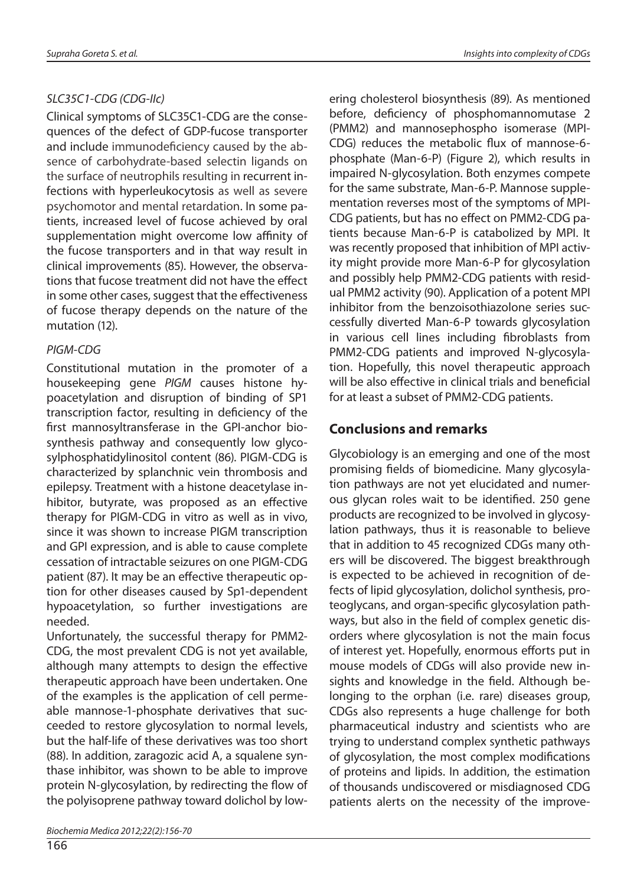*SLC35C1-CDG (CDG-IIc)*

Clinical symptoms of SLC35C1-CDG are the consequences of the defect of GDP-fucose transporter and include immunodeficiency caused by the absence of carbohydrate-based selectin ligands on the surface of neutrophils resulting in recurrent infections with hyperleukocytosis as well as severe psychomotor and mental retardation. In some patients, increased level of fucose achieved by oral supplementation might overcome low affinity of the fucose transporters and in that way result in clinical improvements (85). However, the observations that fucose treatment did not have the effect in some other cases, suggest that the effectiveness of fucose therapy depends on the nature of the mutation (12).

*PIGM-CDG*

Constitutional mutation in the promoter of a housekeeping gene *PIGM* causes histone hypoacetylation and disruption of binding of SP1 transcription factor, resulting in deficiency of the first mannosyltransferase in the GPI-anchor biosynthesis pathway and consequently low glycosylphosphatidylinositol content (86). PIGM-CDG is characterized by splanchnic vein thrombosis and epilepsy. Treatment with a histone deacetylase inhibitor, butyrate, was proposed as an effective therapy for PIGM-CDG in vitro as well as in vivo, since it was shown to increase PIGM transcription and GPI expression, and is able to cause complete cessation of intractable seizures on one PIGM-CDG patient (87). It may be an effective therapeutic option for other diseases caused by Sp1-dependent hypoacetylation, so further investigations are needed.

Unfortunately, the successful therapy for PMM2-CDG, the most prevalent CDG is not yet available, although many attempts to design the effective therapeutic approach have been undertaken. One of the examples is the application of cell permeable mannose-1-phosphate derivatives that succeeded to restore glycosylation to normal levels, but the half-life of these derivatives was too short (88). In addition, zaragozic acid A, a squalene synthase inhibitor, was shown to be able to improve protein N-glycosylation, by redirecting the flow of the polyisoprene pathway toward dolichol by lowering cholesterol biosynthesis (89). As mentioned before, deficiency of phosphomannomutase 2 (PMM2) and mannosephospho isomerase (MPI-CDG) reduces the metabolic flux of mannose-6-phosphate (Man-6-P) (Figure 2), which results in impaired N-glycosylation. Both enzymes compete for the same substrate, Man-6-P. Mannose supplementation reverses most of the symptoms of MPI-CDG patients, but has no effect on PMM2-CDG patients because Man-6-P is catabolized by MPI. It was recently proposed that inhibition of MPI activity might provide more Man-6-P for glycosylation and possibly help PMM2-CDG patients with residual PMM2 activity (90). Application of a potent MPI inhibitor from the benzoisothiazolone series successfully diverted Man-6-P towards glycosylation in various cell lines including fibroblasts from PMM2-CDG patients and improved N-glycosylation. Hopefully, this novel therapeutic approach will be also effective in clinical trials and beneficial for at least a subset of PMM2-CDG patients.

## Conclusions and remarks

Glycobiology is an emerging and one of the most promising fields of biomedicine. Many glycosylation pathways are not yet elucidated and numerous glycan roles wait to be identified. 250 gene products are recognized to be involved in glycosylation pathways, thus it is reasonable to believe that in addition to 45 recognized CDGs many others will be discovered. The biggest breakthrough is expected to be achieved in recognition of defects of lipid glycosylation, dolichol synthesis, proteoglycans, and organ-specific glycosylation pathways, but also in the field of complex genetic disorders where glycosylation is not the main focus of interest yet. Hopefully, enormous efforts put in mouse models of CDGs will also provide new insights and knowledge in the field. Although belonging to the orphan (i.e. rare) diseases group, CDGs also represents a huge challenge for both pharmaceutical industry and scientists who are trying to understand complex synthetic pathways of glycosylation, the most complex modifications of proteins and lipids. In addition, the estimation of thousands undiscovered or misdiagnosed CDG patients alerts on the necessity of the improve-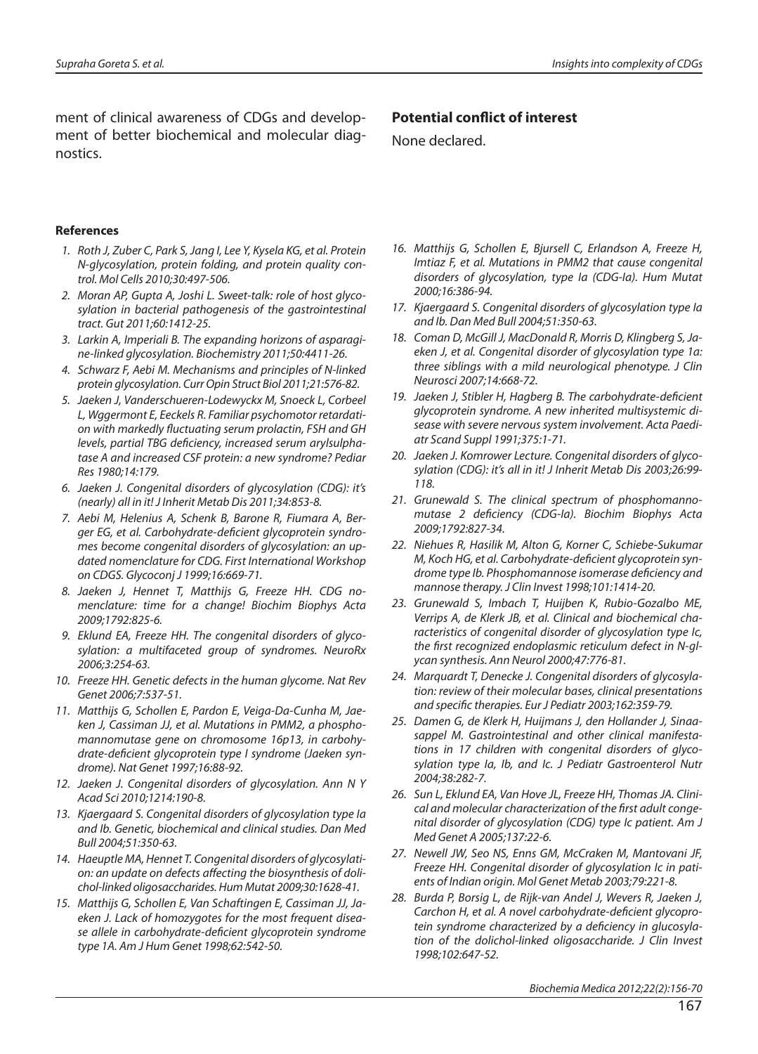ment of clinical awareness of CDGs and development of better biochemical and molecular diagnostics.

## Potential conflict of interest

None declared.

### References

1. Roth J, Zuber C, Park S, Jang I, Lee Y, Kysela KG, et al. Protein N-glycosylation, protein folding, and protein quality control. Mol Cells 2010;30:497-506.
2. Moran AP, Gupta A, Joshi L. Sweet-talk: role of host glycosylation in bacterial pathogenesis of the gastrointestinal tract. Gut 2011;60:1412-25.
3. Larkin A, Imperiali B. The expanding horizons of asparagine-linked glycosylation. Biochemistry 2011;50:4411-26.
4. Schwarz F, Aebi M. Mechanisms and principles of N-linked protein glycosylation. Curr Opin Struct Biol 2011;21:576-82.
5. Jaeken J, Vanderschueren-Lodewyckx M, Snoeck L, Corbeel L, Wggermont E, Eeckels R. Familiar psychomotor retardation with markedly fluctuating serum prolactin, FSH and GH levels, partial TBG deficiency, increased serum arylsulphatase A and increased CSF protein: a new syndrome? Pediar Res 1980;14:179.
6. Jaeken J. Congenital disorders of glycosylation (CDG): it's (nearly) all in it! J Inherit Metab Dis 2011;34:853-8.
7. Aebi M, Helenius A, Schenk B, Barone R, Fiumara A, Berger EG, et al. Carbohydrate-deficient glycoprotein syndromes become congenital disorders of glycosylation: an updated nomenclature for CDG. First International Workshop on CDGS. Glycoconj J 1999;16:669-71.
8. Jaeken J, Hennet T, Matthijs G, Freeze HH. CDG nomenclature: time for a change! Biochim Biophys Acta 2009;1792:825-6.
9. Eklund EA, Freeze HH. The congenital disorders of glycosylation: a multifaceted group of syndromes. NeuroRx 2006;3:254-63.
10. Freeze HH. Genetic defects in the human glycome. Nat Rev Genet 2006;7:537-51.
11. Matthijs G, Schollen E, Pardon E, Veiga-Da-Cunha M, Jaeken J, Cassiman JJ, et al. Mutations in PMM2, a phosphomannomutase gene on chromosome 16p13, in carbohydrate-deficient glycoprotein type I syndrome (Jaeken syndrome). Nat Genet 1997;16:88-92.
12. Jaeken J. Congenital disorders of glycosylation. Ann N Y Acad Sci 2010;1214:190-8.
13. Kjaergaard S. Congenital disorders of glycosylation type Ia and Ib. Genetic, biochemical and clinical studies. Dan Med Bull 2004;51:350-63.
14. Haeuptle MA, Hennet T. Congenital disorders of glycosylation: an update on defects affecting the biosynthesis of dolichol-linked oligosaccharides. Hum Mutat 2009;30:1628-41.
15. Matthijs G, Schollen E, Van Schaftingen E, Cassiman JJ, Jaeken J. Lack of homozygotes for the most frequent disease allele in carbohydrate-deficient glycoprotein syndrome type 1A. Am J Hum Genet 1998;62:542-50.
16. Matthijs G, Schollen E, Bjursell C, Erlandson A, Freeze H, Imtiaz F, et al. Mutations in PMM2 that cause congenital disorders of glycosylation, type Ia (CDG-Ia). Hum Mutat 2000;16:386-94.
17. Kjaergaard S. Congenital disorders of glycosylation type Ia and Ib. Dan Med Bull 2004;51:350-63.
18. Coman D, McGill J, MacDonald R, Morris D, Klingberg S, Jaeken J, et al. Congenital disorder of glycosylation type 1a: three siblings with a mild neurological phenotype. J Clin Neurosci 2007;14:668-72.
19. Jaeken J, Stibler H, Hagberg B. The carbohydrate-deficient glycoprotein syndrome. A new inherited multisystemic disease with severe nervous system involvement. Acta Paediatr Scand Suppl 1991;375:1-71.
20. Jaeken J. Komrower Lecture. Congenital disorders of glycosylation (CDG): it's all in it! J Inherit Metab Dis 2003;26:99-118.
21. Grunewald S. The clinical spectrum of phosphomannomutase 2 deficiency (CDG-Ia). Biochim Biophys Acta 2009;1792:827-34.
22. Niehues R, Hasilik M, Alton G, Korner C, Schiebe-Sukumar M, Koch HG, et al. Carbohydrate-deficient glycoprotein syndrome type Ib. Phosphomannose isomerase deficiency and mannose therapy. J Clin Invest 1998;101:1414-20.
23. Grunewald S, Imbach T, Huijben K, Rubio-Gozalbo ME, Verrips A, de Klerk JB, et al. Clinical and biochemical characteristics of congenital disorder of glycosylation type Ic, the first recognized endoplasmic reticulum defect in N-glycan synthesis. Ann Neurol 2000;47:776-81.
24. Marquardt T, Denecke J. Congenital disorders of glycosylation: review of their molecular bases, clinical presentations and specific therapies. Eur J Pediatr 2003;162:359-79.
25. Damen G, de Klerk H, Huijmans J, den Hollander J, Sinaasappel M. Gastrointestinal and other clinical manifestations in 17 children with congenital disorders of glycosylation type Ia, Ib, and Ic. J Pediatr Gastroenterol Nutr 2004;38:282-7.
26. Sun L, Eklund EA, Van Hove JL, Freeze HH, Thomas JA. Clinical and molecular characterization of the first adult congenital disorder of glycosylation (CDG) type Ic patient. Am J Med Genet A 2005;137:22-6.
27. Newell JW, Seo NS, Enns GM, McCraken M, Mantovani JF, Freeze HH. Congenital disorder of glycosylation Ic in patients of Indian origin. Mol Genet Metab 2003;79:221-8.
28. Burda P, Borsig L, de Rijk-van Andel J, Wevers R, Jaeken J, Carchon H, et al. A novel carbohydrate-deficient glycoprotein syndrome characterized by a deficiency in glucosylation of the dolichol-linked oligosaccharide. J Clin Invest 1998;102:647-52.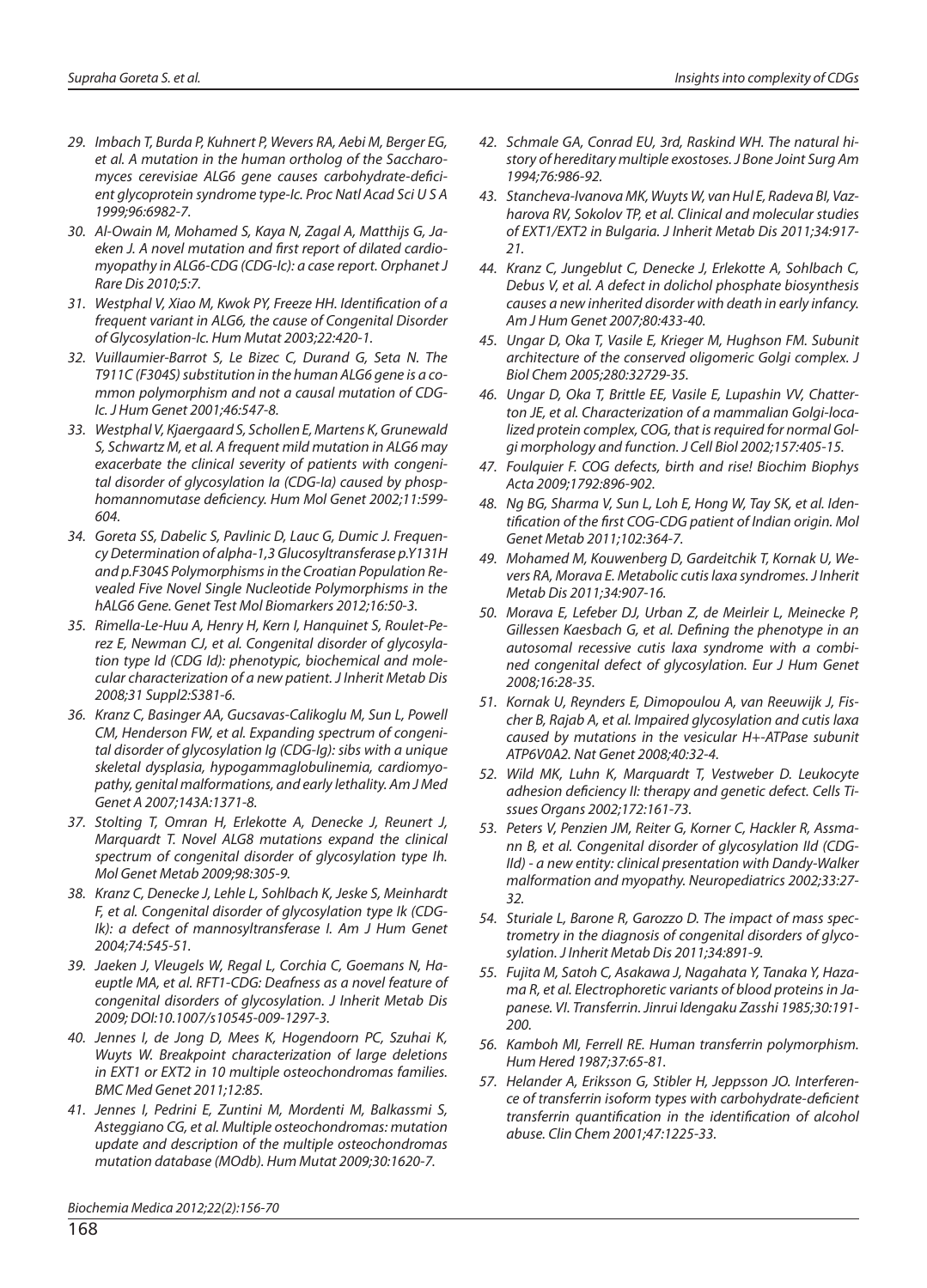29. Imbach T, Burda P, Kuhnert P, Wevers RA, Aebi M, Berger EG, et al. A mutation in the human ortholog of the Saccharomyces cerevisiae ALG6 gene causes carbohydrate-deficient glycoprotein syndrome type-Ic. Proc Natl Acad Sci U S A 1999;96:6982-7.
30. Al-Owain M, Mohamed S, Kaya N, Zagal A, Matthijs G, Jaeken J. A novel mutation and first report of dilated cardiomyopathy in ALG6-CDG (CDG-Ic): a case report. Orphanet J Rare Dis 2010;5:7.
31. Westphal V, Xiao M, Kwok PY, Freeze HH. Identification of a frequent variant in ALG6, the cause of Congenital Disorder of Glycosylation-Ic. Hum Mutat 2003;22:420-1.
32. Vuillaumier-Barrot S, Le Bizec C, Durand G, Seta N. The T911C (F304S) substitution in the human ALG6 gene is a common polymorphism and not a causal mutation of CDG-Ic. J Hum Genet 2001;46:547-8.
33. Westphal V, Kjaergaard S, Schollen E, Martens K, Grunewald S, Schwartz M, et al. A frequent mild mutation in ALG6 may exacerbate the clinical severity of patients with congenital disorder of glycosylation Ia (CDG-Ia) caused by phosphomannomutase deficiency. Hum Mol Genet 2002;11:599-604.
34. Goreta SS, Dabelic S, Pavlinic D, Lauc G, Dumic J. Frequency Determination of alpha-1,3 Glucosyltransferase p.Y131H and p.F304S Polymorphisms in the Croatian Population Revealed Five Novel Single Nucleotide Polymorphisms in the hALG6 Gene. Genet Test Mol Biomarkers 2012;16:50-3.
35. Rimella-Le-Huu A, Henry H, Kern I, Hanquinet S, Roulet-Perez E, Newman CJ, et al. Congenital disorder of glycosylation type Id (CDG Id): phenotypic, biochemical and molecular characterization of a new patient. J Inherit Metab Dis 2008;31 Suppl2:S381-6.
36. Kranz C, Basinger AA, Gucsavas-Calikoglu M, Sun L, Powell CM, Henderson FW, et al. Expanding spectrum of congenital disorder of glycosylation Ig (CDG-Ig): sibs with a unique skeletal dysplasia, hypogammaglobulinemia, cardiomyopathy, genital malformations, and early lethality. Am J Med Genet A 2007;143A:1371-8.
37. Stolting T, Omran H, Erlekotte A, Denecke J, Reunert J, Marquardt T. Novel ALG8 mutations expand the clinical spectrum of congenital disorder of glycosylation type Ih. Mol Genet Metab 2009;98:305-9.
38. Kranz C, Denecke J, Lehle L, Sohlbach K, Jeske S, Meinhardt F, et al. Congenital disorder of glycosylation type Ik (CDG-Ik): a defect of mannosyltransferase I. Am J Hum Genet 2004;74:545-51.
39. Jaeken J, Vleugels W, Regal L, Corchia C, Goemans N, Haeuptle MA, et al. RFT1-CDG: Deafness as a novel feature of congenital disorders of glycosylation. J Inherit Metab Dis 2009; DOI:10.1007/s10545-009-1297-3.
40. Jennes I, de Jong D, Mees K, Hogendoorn PC, Szuhai K, Wuyts W. Breakpoint characterization of large deletions in EXT1 or EXT2 in 10 multiple osteochondromas families. BMC Med Genet 2011;12:85.
41. Jennes I, Pedrini E, Zuntini M, Mordenti M, Balkassmi S, Asteggiano CG, et al. Multiple osteochondromas: mutation update and description of the multiple osteochondromas mutation database (MOdb). Hum Mutat 2009;30:1620-7.
42. Schmale GA, Conrad EU, 3rd, Raskind WH. The natural history of hereditary multiple exostoses. J Bone Joint Surg Am 1994;76:986-92.
43. Stancheva-Ivanova MK, Wuyts W, van Hul E, Radeva BI, Vazharova RV, Sokolov TP, et al. Clinical and molecular studies of EXT1/EXT2 in Bulgaria. J Inherit Metab Dis 2011;34:917-21.
44. Kranz C, Jungeblut C, Denecke J, Erlekotte A, Sohlbach C, Debus V, et al. A defect in dolichol phosphate biosynthesis causes a new inherited disorder with death in early infancy. Am J Hum Genet 2007;80:433-40.
45. Ungar D, Oka T, Vasile E, Krieger M, Hughson FM. Subunit architecture of the conserved oligomeric Golgi complex. J Biol Chem 2005;280:32729-35.
46. Ungar D, Oka T, Brittle EE, Vasile E, Lupashin VV, Chatterton JE, et al. Characterization of a mammalian Golgi-localized protein complex, COG, that is required for normal Golgi morphology and function. J Cell Biol 2002;157:405-15.
47. Foulquier F. COG defects, birth and rise! Biochim Biophys Acta 2009;1792:896-902.
48. Ng BG, Sharma V, Sun L, Loh E, Hong W, Tay SK, et al. Identification of the first COG-CDG patient of Indian origin. Mol Genet Metab 2011;102:364-7.
49. Mohamed M, Kouwenberg D, Gardeitchik T, Kornak U, Wevers RA, Morava E. Metabolic cutis laxa syndromes. J Inherit Metab Dis 2011;34:907-16.
50. Morava E, Lefeber DJ, Urban Z, de Meirleir L, Meinecke P, Gillessen Kaesbach G, et al. Defining the phenotype in an autosomal recessive cutis laxa syndrome with a combined congenital defect of glycosylation. Eur J Hum Genet 2008;16:28-35.
51. Kornak U, Reynders E, Dimopoulou A, van Reeuwijk J, Fischer B, Rajab A, et al. Impaired glycosylation and cutis laxa caused by mutations in the vesicular H+-ATPase subunit ATP6V0A2. Nat Genet 2008;40:32-4.
52. Wild MK, Luhn K, Marquardt T, Vestweber D. Leukocyte adhesion deficiency II: therapy and genetic defect. Cells Tissues Organs 2002;172:161-73.
53. Peters V, Penzien JM, Reiter G, Korner C, Hackler R, Assmann B, et al. Congenital disorder of glycosylation IId (CDG-IId) - a new entity: clinical presentation with Dandy-Walker malformation and myopathy. Neuropediatrics 2002;33:27-32.
54. Sturiale L, Barone R, Garozzo D. The impact of mass spectrometry in the diagnosis of congenital disorders of glycosylation. J Inherit Metab Dis 2011;34:891-9.
55. Fujita M, Satoh C, Asakawa J, Nagahata Y, Tanaka Y, Hazama R, et al. Electrophoretic variants of blood proteins in Japanese. VI. Transferrin. Jinrui Idengaku Zasshi 1985;30:191-200.
56. Kamboh MI, Ferrell RE. Human transferrin polymorphism. Hum Hered 1987;37:65-81.
57. Helander A, Eriksson G, Stibler H, Jeppsson JO. Interference of transferrin isoform types with carbohydrate-deficient transferrin quantification in the identification of alcohol abuse. Clin Chem 2001;47:1225-33.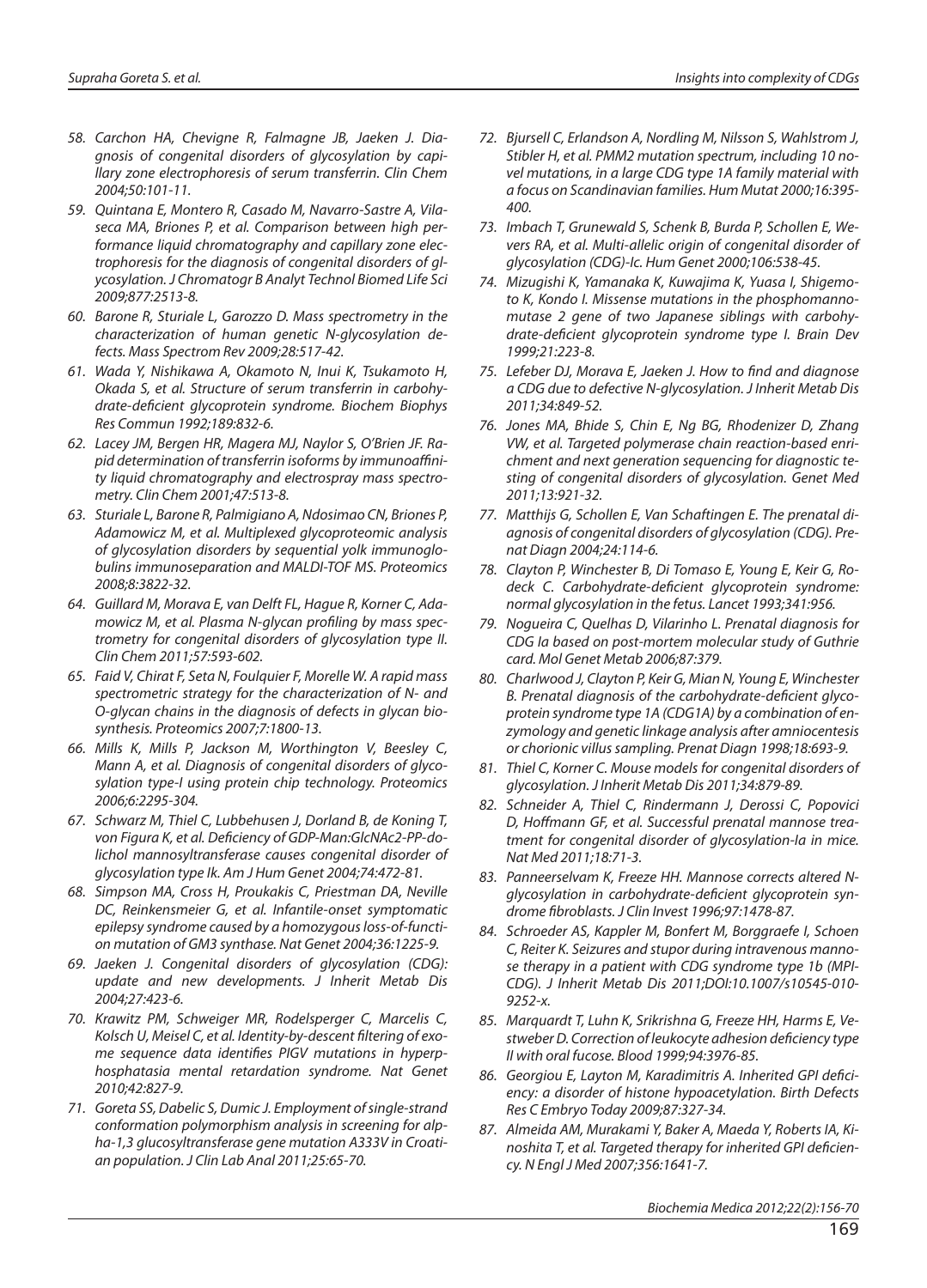58. Carchon HA, Chevigne R, Falmagne JB, Jaeken J. Diagnosis of congenital disorders of glycosylation by capillary zone electrophoresis of serum transferrin. Clin Chem 2004;50:101-11.
59. Quintana E, Montero R, Casado M, Navarro-Sastre A, Vilaseca MA, Briones P, et al. Comparison between high performance liquid chromatography and capillary zone electrophoresis for the diagnosis of congenital disorders of glycosylation. J Chromatogr B Analyt Technol Biomed Life Sci 2009;877:2513-8.
60. Barone R, Sturiale L, Garozzo D. Mass spectrometry in the characterization of human genetic N-glycosylation defects. Mass Spectrom Rev 2009;28:517-42.
61. Wada Y, Nishikawa A, Okamoto N, Inui K, Tsukamoto H, Okada S, et al. Structure of serum transferrin in carbohydrate-deficient glycoprotein syndrome. Biochem Biophys Res Commun 1992;189:832-6.
62. Lacey JM, Bergen HR, Magera MJ, Naylor S, O'Brien JF. Rapid determination of transferrin isoforms by immunoaffinity liquid chromatography and electrospray mass spectrometry. Clin Chem 2001;47:513-8.
63. Sturiale L, Barone R, Palmigiano A, Ndosimao CN, Briones P, Adamowicz M, et al. Multiplexed glycoproteomic analysis of glycosylation disorders by sequential yolk immunoglobulins immunoseparation and MALDI-TOF MS. Proteomics 2008;8:3822-32.
64. Guillard M, Morava E, van Delft FL, Hague R, Korner C, Adamowicz M, et al. Plasma N-glycan profiling by mass spectrometry for congenital disorders of glycosylation type II. Clin Chem 2011;57:593-602.
65. Faid V, Chirat F, Seta N, Foulquier F, Morelle W. A rapid mass spectrometric strategy for the characterization of N- and O-glycan chains in the diagnosis of defects in glycan biosynthesis. Proteomics 2007;7:1800-13.
66. Mills K, Mills P, Jackson M, Worthington V, Beesley C, Mann A, et al. Diagnosis of congenital disorders of glycosylation type-I using protein chip technology. Proteomics 2006;6:2295-304.
67. Schwarz M, Thiel C, Lubbehusen J, Dorland B, de Koning T, von Figura K, et al. Deficiency of GDP-Man:GlcNAc2-PP-dolichol mannosyltransferase causes congenital disorder of glycosylation type Ik. Am J Hum Genet 2004;74:472-81.
68. Simpson MA, Cross H, Proukakis C, Priestman DA, Neville DC, Reinkensmeier G, et al. Infantile-onset symptomatic epilepsy syndrome caused by a homozygous loss-of-function mutation of GM3 synthase. Nat Genet 2004;36:1225-9.
69. Jaeken J. Congenital disorders of glycosylation (CDG): update and new developments. J Inherit Metab Dis 2004;27:423-6.
70. Krawitz PM, Schweiger MR, Rodelsperger C, Marcelis C, Kolsch U, Meisel C, et al. Identity-by-descent filtering of exome sequence data identifies PIGV mutations in hyperphosphatasia mental retardation syndrome. Nat Genet 2010;42:827-9.
71. Goreta SS, Dabelic S, Dumic J. Employment of single-strand conformation polymorphism analysis in screening for alpha-1,3 glucosyltransferase gene mutation A333V in Croatian population. J Clin Lab Anal 2011;25:65-70.
72. Bjursell C, Erlandson A, Nordling M, Nilsson S, Wahlstrom J, Stibler H, et al. PMM2 mutation spectrum, including 10 novel mutations, in a large CDG type 1A family material with a focus on Scandinavian families. Hum Mutat 2000;16:395-400.
73. Imbach T, Grunewald S, Schenk B, Burda P, Schollen E, Wevers RA, et al. Multi-allelic origin of congenital disorder of glycosylation (CDG)-Ic. Hum Genet 2000;106:538-45.
74. Mizugishi K, Yamanaka K, Kuwajima K, Yuasa I, Shigemoto K, Kondo I. Missense mutations in the phosphomannomutase 2 gene of two Japanese siblings with carbohydrate-deficient glycoprotein syndrome type I. Brain Dev 1999;21:223-8.
75. Lefeber DJ, Morava E, Jaeken J. How to find and diagnose a CDG due to defective N-glycosylation. J Inherit Metab Dis 2011;34:849-52.
76. Jones MA, Bhide S, Chin E, Ng BG, Rhodenizer D, Zhang VW, et al. Targeted polymerase chain reaction-based enrichment and next generation sequencing for diagnostic testing of congenital disorders of glycosylation. Genet Med 2011;13:921-32.
77. Matthijs G, Schollen E, Van Schaftingen E. The prenatal diagnosis of congenital disorders of glycosylation (CDG). Prenat Diagn 2004;24:114-6.
78. Clayton P, Winchester B, Di Tomaso E, Young E, Keir G, Rodeck C. Carbohydrate-deficient glycoprotein syndrome: normal glycosylation in the fetus. Lancet 1993;341:956.
79. Nogueira C, Quelhas D, Vilarinho L. Prenatal diagnosis for CDG Ia based on post-mortem molecular study of Guthrie card. Mol Genet Metab 2006;87:379.
80. Charlwood J, Clayton P, Keir G, Mian N, Young E, Winchester B. Prenatal diagnosis of the carbohydrate-deficient glycoprotein syndrome type 1A (CDG1A) by a combination of enzymology and genetic linkage analysis after amniocentesis or chorionic villus sampling. Prenat Diagn 1998;18:693-9.
81. Thiel C, Korner C. Mouse models for congenital disorders of glycosylation. J Inherit Metab Dis 2011;34:879-89.
82. Schneider A, Thiel C, Rindermann J, Derossi C, Popovici D, Hoffmann GF, et al. Successful prenatal mannose treatment for congenital disorder of glycosylation-Ia in mice. Nat Med 2011;18:71-3.
83. Panneerselvam K, Freeze HH. Mannose corrects altered N-glycosylation in carbohydrate-deficient glycoprotein syndrome fibroblasts. J Clin Invest 1996;97:1478-87.
84. Schroeder AS, Kappler M, Bonfert M, Borggraefe I, Schoen C, Reiter K. Seizures and stupor during intravenous mannose therapy in a patient with CDG syndrome type 1b (MPI-CDG). J Inherit Metab Dis 2011;DOI:10.1007/s10545-010-9252-x.
85. Marquardt T, Luhn K, Srikrishna G, Freeze HH, Harms E, Vestweber D. Correction of leukocyte adhesion deficiency type II with oral fucose. Blood 1999;94:3976-85.
86. Georgiou E, Layton M, Karadimitris A. Inherited GPI deficiency: a disorder of histone hypoacetylation. Birth Defects Res C Embryo Today 2009;87:327-34.
87. Almeida AM, Murakami Y, Baker A, Maeda Y, Roberts IA, Kinoshita T, et al. Targeted therapy for inherited GPI deficiency. N Engl J Med 2007;356:1641-7.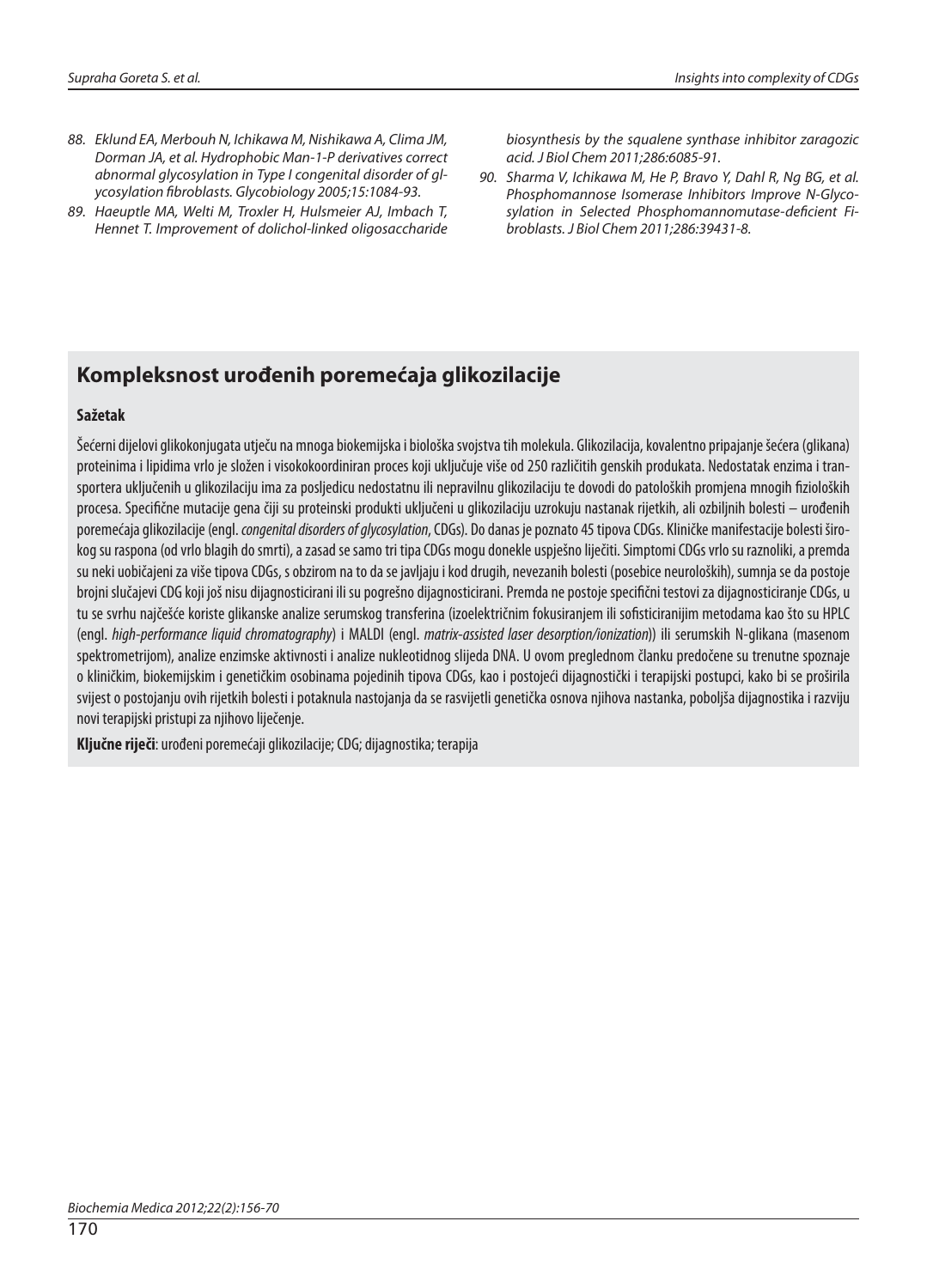88. Eklund EA, Merbouh N, Ichikawa M, Nishikawa A, Clima JM, Dorman JA, et al. Hydrophobic Man-1-P derivatives correct abnormal glycosylation in Type I congenital disorder of glycosylation fibroblasts. Glycobiology 2005;15:1084-93.
89. Haeuptle MA, Welti M, Troxler H, Hulsmeier AJ, Imbach T, Hennet T. Improvement of dolichol-linked oligosaccharide biosynthesis by the squalene synthase inhibitor zaragozic acid. J Biol Chem 2011;286:6085-91.
90. Sharma V, Ichikawa M, He P, Bravo Y, Dahl R, Ng BG, et al. Phosphomannose Isomerase Inhibitors Improve N-Glycosylation in Selected Phosphomannomutase-deficient Fibroblasts. J Biol Chem 2011;286:39431-8.

## Kompleksnost urođenih poremećaja glikozilacije

**Sažetak**

Šećerni dijelovi glikokonjugata utječu na mnoga biokemijska i biološka svojstva tih molekula. Glikozilacija, kovalentno pripajanje šećera (glikana) proteinima i lipidima vrlo je složen i visokokoordiniran proces koji uključuje više od 250 različitih genskih produkata. Nedostatak enzima i transportera uključenih u glikozilaciju ima za posljedicu nedostatnu ili nepravilnu glikozilaciju te dovodi do patoloških promjena mnogih fizioloških procesa. Specifične mutacije gena čiji su proteinski produkti uključeni u glikozilaciju uzrokuju nastanak rijetkih, ali ozbiljnih bolesti – urođenih poremećaja glikozilacije (engl. *congenital disorders of glycosylation*, CDGs). Do danas je poznato 45 tipova CDGs. Kliničke manifestacije bolesti širokog su raspona (od vrlo blagih do smrti), a zasad se samo tri tipa CDGs mogu donekle uspješno liječiti. Simptomi CDGs vrlo su raznoliki, a premda su neki uobičajeni za više tipova CDGs, s obzirom na to da se javljaju i kod drugih, nevezanih bolesti (posebice neuroloških), sumnja se da postoje brojni slučajevi CDG koji još nisu dijagnosticirani ili su pogrešno dijagnosticirani. Premda ne postoje specifični testovi za dijagnosticiranje CDGs, u tu se svrhu najčešće koriste glikanske analize serumskog transferina (izoelektričnim fokusiranjem ili sofisticiranijim metodama kao što su HPLC (engl. *high-performance liquid chromatography*) i MALDI (engl. *matrix-assisted laser desorption/ionization*)) ili serumskih N-glikana (masenom spektrometrijom), analize enzimske aktivnosti i analize nukleotidnog slijeda DNA. U ovom preglednom članku predočene su trenutne spoznaje o kliničkim, biokemijskim i genetičkim osobinama pojedinih tipova CDGs, kao i postojeći dijagnostički i terapijski postupci, kako bi se proširila svijest o postojanju ovih rijetkih bolesti i potaknula nastojanja da se rasvijetli genetička osnova njihova nastanka, poboljša dijagnostika i razviju novi terapijski pristupi za njihovo liječenje.

**Ključne riječi**: urođeni poremećaji glikozilacije; CDG; dijagnostika; terapija